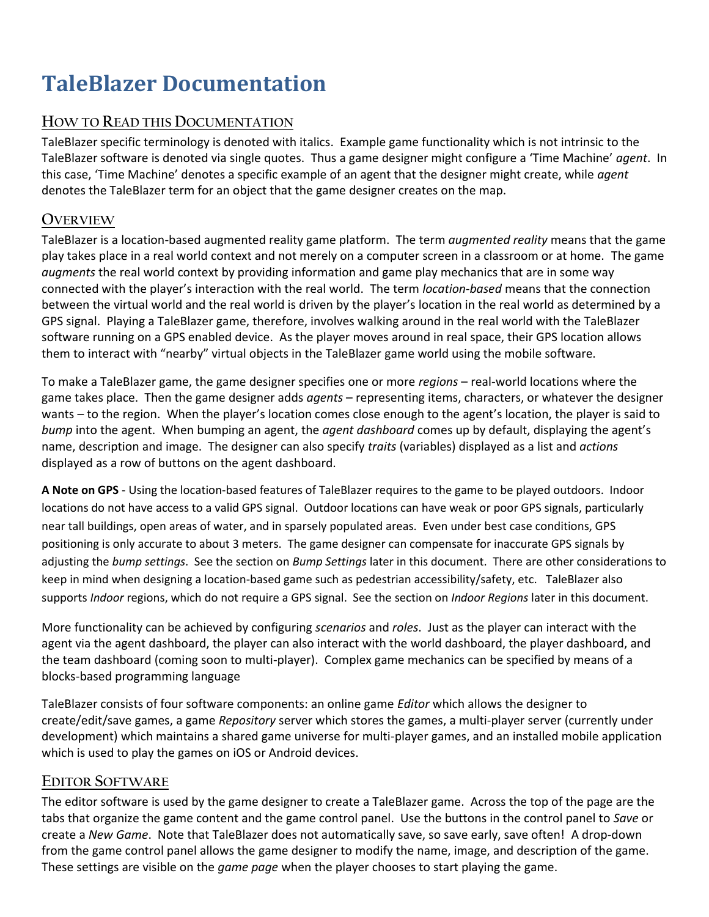# TaleBlazer Documentation

## How to Read this Documentation

TaleBlazer specific terminology is denoted with italics. Example game functionality which is not intrinsic to the TaleBlazer software is denoted via single quotes. Thus a game designer might configure a 'Time Machine' *agent*. In this case, 'Time Machine' denotes a specific example of an agent that the designer might create, while *agent* denotes the TaleBlazer term for an object that the game designer creates on the map.

## Overview

TaleBlazer is a location-based augmented reality game platform. The term *augmented reality* means that the game play takes place in a real world context and not merely on a computer screen in a classroom or at home. The game *augments* the real world context by providing information and game play mechanics that are in some way connected with the player's interaction with the real world. The term *location-based* means that the connection between the virtual world and the real world is driven by the player's location in the real world as determined by a GPS signal. Playing a TaleBlazer game, therefore, involves walking around in the real world with the TaleBlazer software running on a GPS enabled device. As the player moves around in real space, their GPS location allows them to interact with "nearby" virtual objects in the TaleBlazer game world using the mobile software.

To make a TaleBlazer game, the game designer specifies one or more *regions* – real-world locations where the game takes place. Then the game designer adds *agents* – representing items, characters, or whatever the designer wants – to the region. When the player's location comes close enough to the agent's location, the player is said to *bump* into the agent. When bumping an agent, the *agent dashboard* comes up by default, displaying the agent's name, description and image. The designer can also specify *traits* (variables) displayed as a list and *actions* displayed as a row of buttons on the agent dashboard.

**A Note on GPS** - Using the location-based features of TaleBlazer requires to the game to be played outdoors. Indoor locations do not have access to a valid GPS signal. Outdoor locations can have weak or poor GPS signals, particularly near tall buildings, open areas of water, and in sparsely populated areas. Even under best case conditions, GPS positioning is only accurate to about 3 meters. The game designer can compensate for inaccurate GPS signals by adjusting the *bump settings*. See the section on *Bump Settings* later in this document. There are other considerations to keep in mind when designing a location-based game such as pedestrian accessibility/safety, etc. TaleBlazer also supports *Indoor* regions, which do not require a GPS signal. See the section on *Indoor Regions* later in this document.

More functionality can be achieved by configuring *scenarios* and *roles*. Just as the player can interact with the agent via the agent dashboard, the player can also interact with the world dashboard, the player dashboard, and the team dashboard (coming soon to multi-player). Complex game mechanics can be specified by means of a blocks-based programming language

TaleBlazer consists of four software components: an online game *Editor* which allows the designer to create/edit/save games, a game *Repository* server which stores the games, a multi-player server (currently under development) which maintains a shared game universe for multi-player games, and an installed mobile application which is used to play the games on iOS or Android devices.

## Editor Software

The editor software is used by the game designer to create a TaleBlazer game. Across the top of the page are the tabs that organize the game content and the game control panel. Use the buttons in the control panel to *Save* or create a *New Game*. Note that TaleBlazer does not automatically save, so save early, save often! A drop-down from the game control panel allows the game designer to modify the name, image, and description of the game. These settings are visible on the *game page* when the player chooses to start playing the game.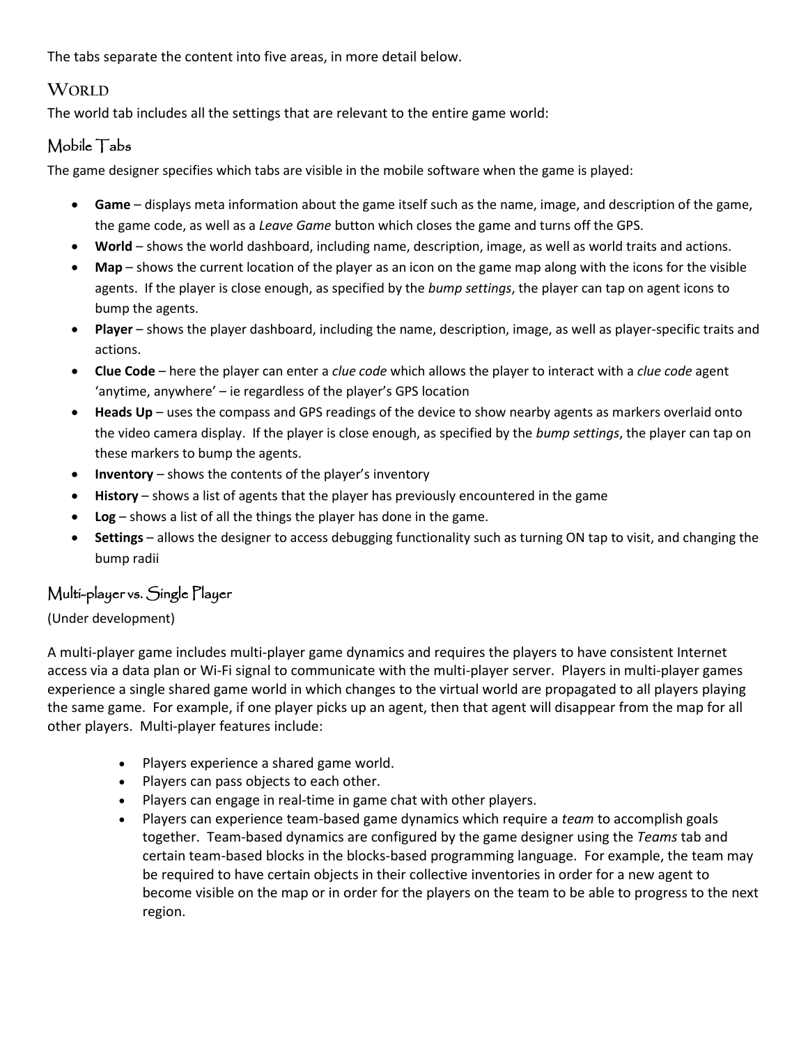The tabs separate the content into five areas, in more detail below.

## WORLD

The world tab includes all the settings that are relevant to the entire game world:

### Mobile Tabs

The game designer specifies which tabs are visible in the mobile software when the game is played:

- **Game** – displays meta information about the game itself such as the name, image, and description of the game, the game code, as well as a *Leave Game* button which closes the game and turns off the GPS.
- **World** – shows the world dashboard, including name, description, image, as well as world traits and actions.
- **Map** – shows the current location of the player as an icon on the game map along with the icons for the visible agents. If the player is close enough, as specified by the *bump settings*, the player can tap on agent icons to bump the agents.
- **Player** – shows the player dashboard, including the name, description, image, as well as player-specific traits and actions.
- **Clue Code** – here the player can enter a *clue code* which allows the player to interact with a *clue code* agent 'anytime, anywhere' – ie regardless of the player's GPS location
- **Heads Up** – uses the compass and GPS readings of the device to show nearby agents as markers overlaid onto the video camera display. If the player is close enough, as specified by the *bump settings*, the player can tap on these markers to bump the agents.
- **Inventory** – shows the contents of the player's inventory
- **History** – shows a list of agents that the player has previously encountered in the game
- **Log** – shows a list of all the things the player has done in the game.
- **Settings** – allows the designer to access debugging functionality such as turning ON tap to visit, and changing the bump radii

### Multi-player vs. Single Player

(Under development)

A multi-player game includes multi-player game dynamics and requires the players to have consistent Internet access via a data plan or Wi-Fi signal to communicate with the multi-player server. Players in multi-player games experience a single shared game world in which changes to the virtual world are propagated to all players playing the same game. For example, if one player picks up an agent, then that agent will disappear from the map for all other players. Multi-player features include:

- Players experience a shared game world.
- Players can pass objects to each other.
- Players can engage in real-time in game chat with other players.
- Players can experience team-based game dynamics which require a *team* to accomplish goals together. Team-based dynamics are configured by the game designer using the *Teams* tab and certain team-based blocks in the blocks-based programming language. For example, the team may be required to have certain objects in their collective inventories in order for a new agent to become visible on the map or in order for the players on the team to be able to progress to the next region.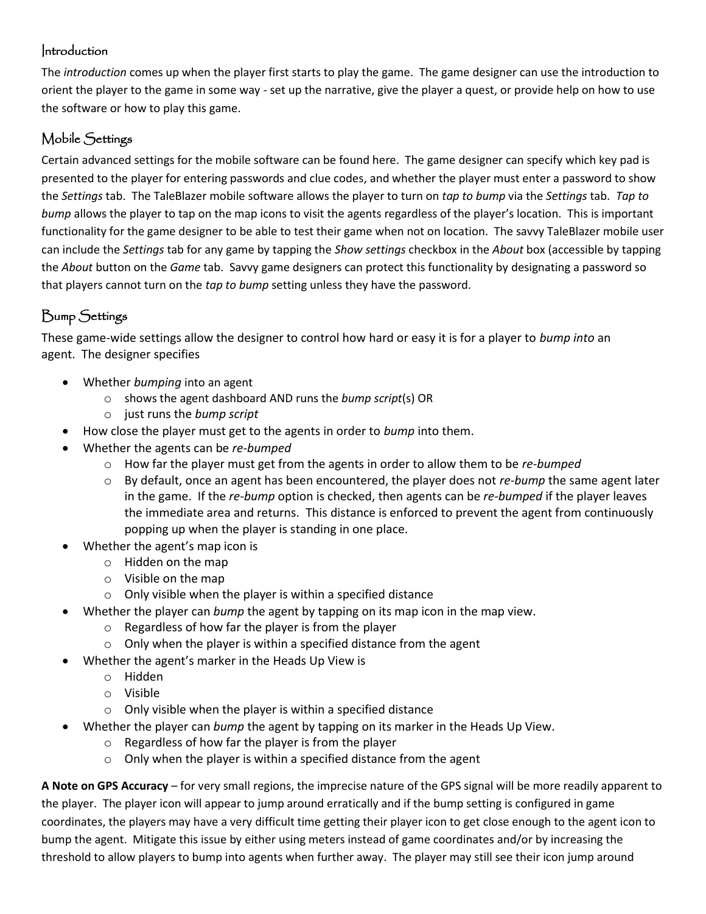## Introduction

The *introduction* comes up when the player first starts to play the game. The game designer can use the introduction to orient the player to the game in some way - set up the narrative, give the player a quest, or provide help on how to use the software or how to play this game.

## Mobile Settings

Certain advanced settings for the mobile software can be found here. The game designer can specify which key pad is presented to the player for entering passwords and clue codes, and whether the player must enter a password to show the *Settings* tab. The TaleBlazer mobile software allows the player to turn on *tap to bump* via the *Settings* tab. *Tap to bump* allows the player to tap on the map icons to visit the agents regardless of the player's location. This is important functionality for the game designer to be able to test their game when not on location. The savvy TaleBlazer mobile user can include the *Settings* tab for any game by tapping the *Show settings* checkbox in the *About* box (accessible by tapping the *About* button on the *Game* tab. Savvy game designers can protect this functionality by designating a password so that players cannot turn on the *tap to bump* setting unless they have the password.

## Bump Settings

These game-wide settings allow the designer to control how hard or easy it is for a player to *bump into* an agent. The designer specifies

- Whether *bumping* into an agent
  - shows the agent dashboard AND runs the *bump script*(s) OR
  - just runs the *bump script*
- How close the player must get to the agents in order to *bump* into them.
- Whether the agents can be *re-bumped*
  - How far the player must get from the agents in order to allow them to be *re-bumped*
  - By default, once an agent has been encountered, the player does not *re-bump* the same agent later in the game. If the *re-bump* option is checked, then agents can be *re-bumped* if the player leaves the immediate area and returns. This distance is enforced to prevent the agent from continuously popping up when the player is standing in one place.
- Whether the agent's map icon is
  - Hidden on the map
  - Visible on the map
  - Only visible when the player is within a specified distance
- Whether the player can *bump* the agent by tapping on its map icon in the map view.
  - Regardless of how far the player is from the player
  - Only when the player is within a specified distance from the agent
- Whether the agent's marker in the Heads Up View is
  - Hidden
  - Visible
  - Only visible when the player is within a specified distance
- Whether the player can *bump* the agent by tapping on its marker in the Heads Up View.
  - Regardless of how far the player is from the player
  - Only when the player is within a specified distance from the agent

**A Note on GPS Accuracy** – for very small regions, the imprecise nature of the GPS signal will be more readily apparent to the player. The player icon will appear to jump around erratically and if the bump setting is configured in game coordinates, the players may have a very difficult time getting their player icon to get close enough to the agent icon to bump the agent. Mitigate this issue by either using meters instead of game coordinates and/or by increasing the threshold to allow players to bump into agents when further away. The player may still see their icon jump around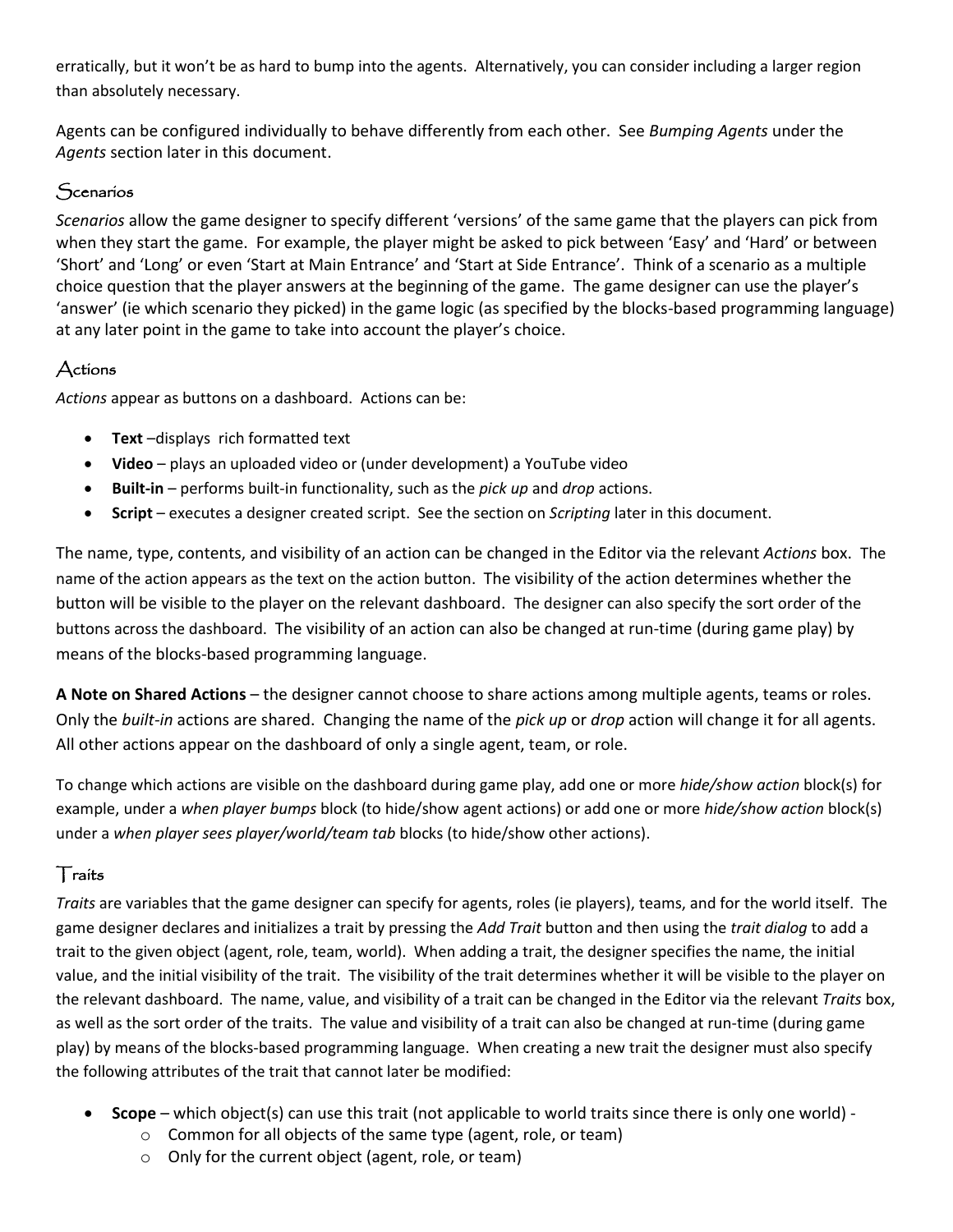erratically, but it won't be as hard to bump into the agents. Alternatively, you can consider including a larger region than absolutely necessary.

Agents can be configured individually to behave differently from each other. See *Bumping Agents* under the *Agents* section later in this document.

## Scenarios

*Scenarios* allow the game designer to specify different 'versions' of the same game that the players can pick from when they start the game. For example, the player might be asked to pick between 'Easy' and 'Hard' or between 'Short' and 'Long' or even 'Start at Main Entrance' and 'Start at Side Entrance'. Think of a scenario as a multiple choice question that the player answers at the beginning of the game. The game designer can use the player's 'answer' (ie which scenario they picked) in the game logic (as specified by the blocks-based programming language) at any later point in the game to take into account the player's choice.

## Actions

*Actions* appear as buttons on a dashboard. Actions can be:

- **Text** –displays rich formatted text
- **Video** – plays an uploaded video or (under development) a YouTube video
- **Built-in** – performs built-in functionality, such as the *pick up* and *drop* actions.
- **Script** – executes a designer created script. See the section on *Scripting* later in this document.

The name, type, contents, and visibility of an action can be changed in the Editor via the relevant *Actions* box. The name of the action appears as the text on the action button. The visibility of the action determines whether the button will be visible to the player on the relevant dashboard. The designer can also specify the sort order of the buttons across the dashboard. The visibility of an action can also be changed at run-time (during game play) by means of the blocks-based programming language.

**A Note on Shared Actions** – the designer cannot choose to share actions among multiple agents, teams or roles. Only the *built-in* actions are shared. Changing the name of the *pick up* or *drop* action will change it for all agents. All other actions appear on the dashboard of only a single agent, team, or role.

To change which actions are visible on the dashboard during game play, add one or more *hide/show action* block(s) for example, under a *when player bumps* block (to hide/show agent actions) or add one or more *hide/show action* block(s) under a *when player sees player/world/team tab* blocks (to hide/show other actions).

## Traits

*Traits* are variables that the game designer can specify for agents, roles (ie players), teams, and for the world itself. The game designer declares and initializes a trait by pressing the *Add Trait* button and then using the *trait dialog* to add a trait to the given object (agent, role, team, world). When adding a trait, the designer specifies the name, the initial value, and the initial visibility of the trait. The visibility of the trait determines whether it will be visible to the player on the relevant dashboard. The name, value, and visibility of a trait can be changed in the Editor via the relevant *Traits* box, as well as the sort order of the traits. The value and visibility of a trait can also be changed at run-time (during game play) by means of the blocks-based programming language. When creating a new trait the designer must also specify the following attributes of the trait that cannot later be modified:

- **Scope** – which object(s) can use this trait (not applicable to world traits since there is only one world) -
  - Common for all objects of the same type (agent, role, or team)
  - Only for the current object (agent, role, or team)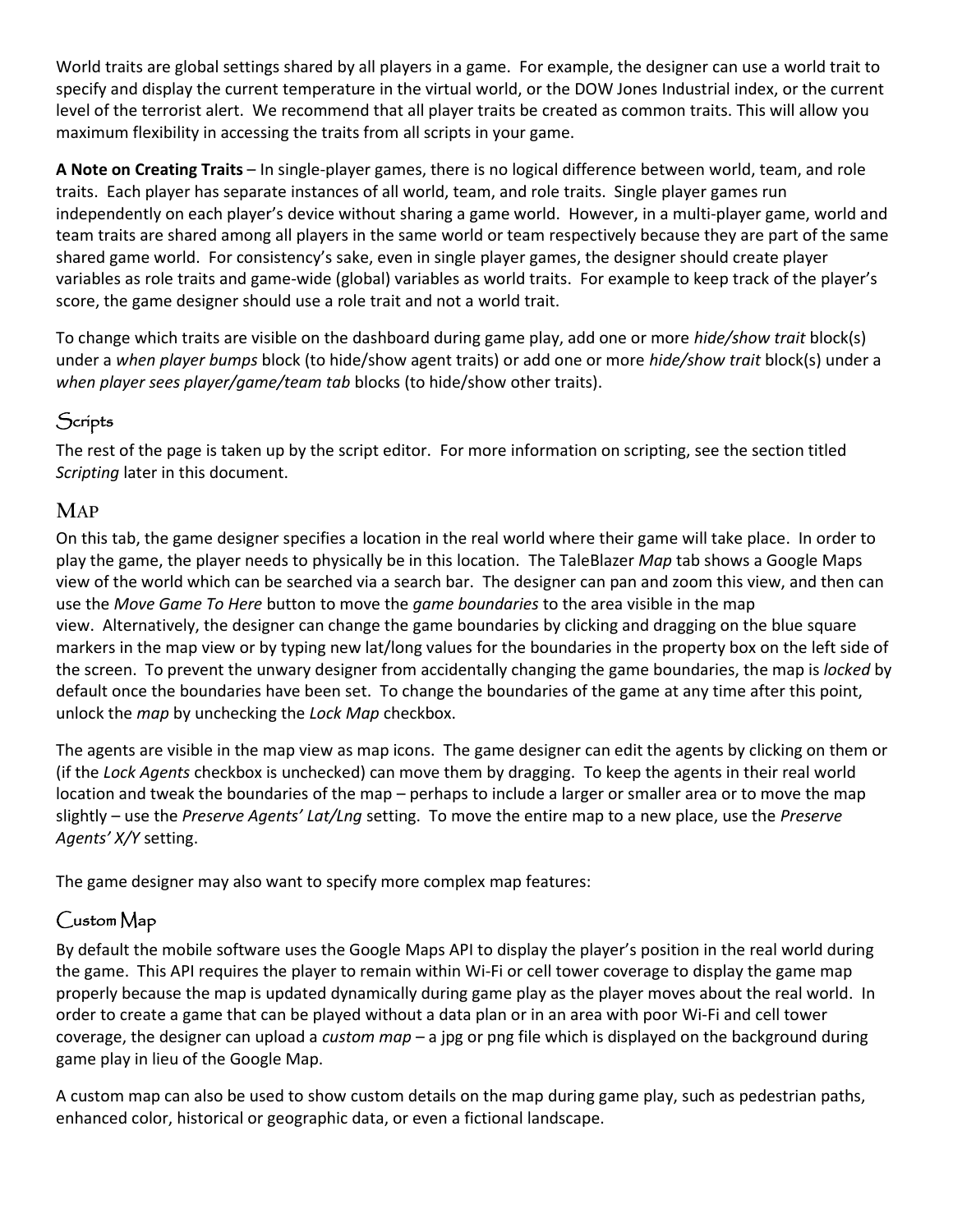World traits are global settings shared by all players in a game. For example, the designer can use a world trait to specify and display the current temperature in the virtual world, or the DOW Jones Industrial index, or the current level of the terrorist alert. We recommend that all player traits be created as common traits. This will allow you maximum flexibility in accessing the traits from all scripts in your game.

**A Note on Creating Traits** – In single-player games, there is no logical difference between world, team, and role traits. Each player has separate instances of all world, team, and role traits. Single player games run independently on each player's device without sharing a game world. However, in a multi-player game, world and team traits are shared among all players in the same world or team respectively because they are part of the same shared game world. For consistency's sake, even in single player games, the designer should create player variables as role traits and game-wide (global) variables as world traits. For example to keep track of the player's score, the game designer should use a role trait and not a world trait.

To change which traits are visible on the dashboard during game play, add one or more *hide/show trait* block(s) under a *when player bumps* block (to hide/show agent traits) or add one or more *hide/show trait* block(s) under a *when player sees player/game/team tab* blocks (to hide/show other traits).

### Scripts

The rest of the page is taken up by the script editor. For more information on scripting, see the section titled *Scripting* later in this document.

## MAP

On this tab, the game designer specifies a location in the real world where their game will take place. In order to play the game, the player needs to physically be in this location. The TaleBlazer *Map* tab shows a Google Maps view of the world which can be searched via a search bar. The designer can pan and zoom this view, and then can use the *Move Game To Here* button to move the *game boundaries* to the area visible in the map view. Alternatively, the designer can change the game boundaries by clicking and dragging on the blue square markers in the map view or by typing new lat/long values for the boundaries in the property box on the left side of the screen. To prevent the unwary designer from accidentally changing the game boundaries, the map is *locked* by default once the boundaries have been set. To change the boundaries of the game at any time after this point, unlock the *map* by unchecking the *Lock Map* checkbox.

The agents are visible in the map view as map icons. The game designer can edit the agents by clicking on them or (if the *Lock Agents* checkbox is unchecked) can move them by dragging. To keep the agents in their real world location and tweak the boundaries of the map – perhaps to include a larger or smaller area or to move the map slightly – use the *Preserve Agents' Lat/Lng* setting. To move the entire map to a new place, use the *Preserve Agents' X/Y* setting.

The game designer may also want to specify more complex map features:

### Custom Map

By default the mobile software uses the Google Maps API to display the player's position in the real world during the game. This API requires the player to remain within Wi-Fi or cell tower coverage to display the game map properly because the map is updated dynamically during game play as the player moves about the real world. In order to create a game that can be played without a data plan or in an area with poor Wi-Fi and cell tower coverage, the designer can upload a *custom map* – a jpg or png file which is displayed on the background during game play in lieu of the Google Map.

A custom map can also be used to show custom details on the map during game play, such as pedestrian paths, enhanced color, historical or geographic data, or even a fictional landscape.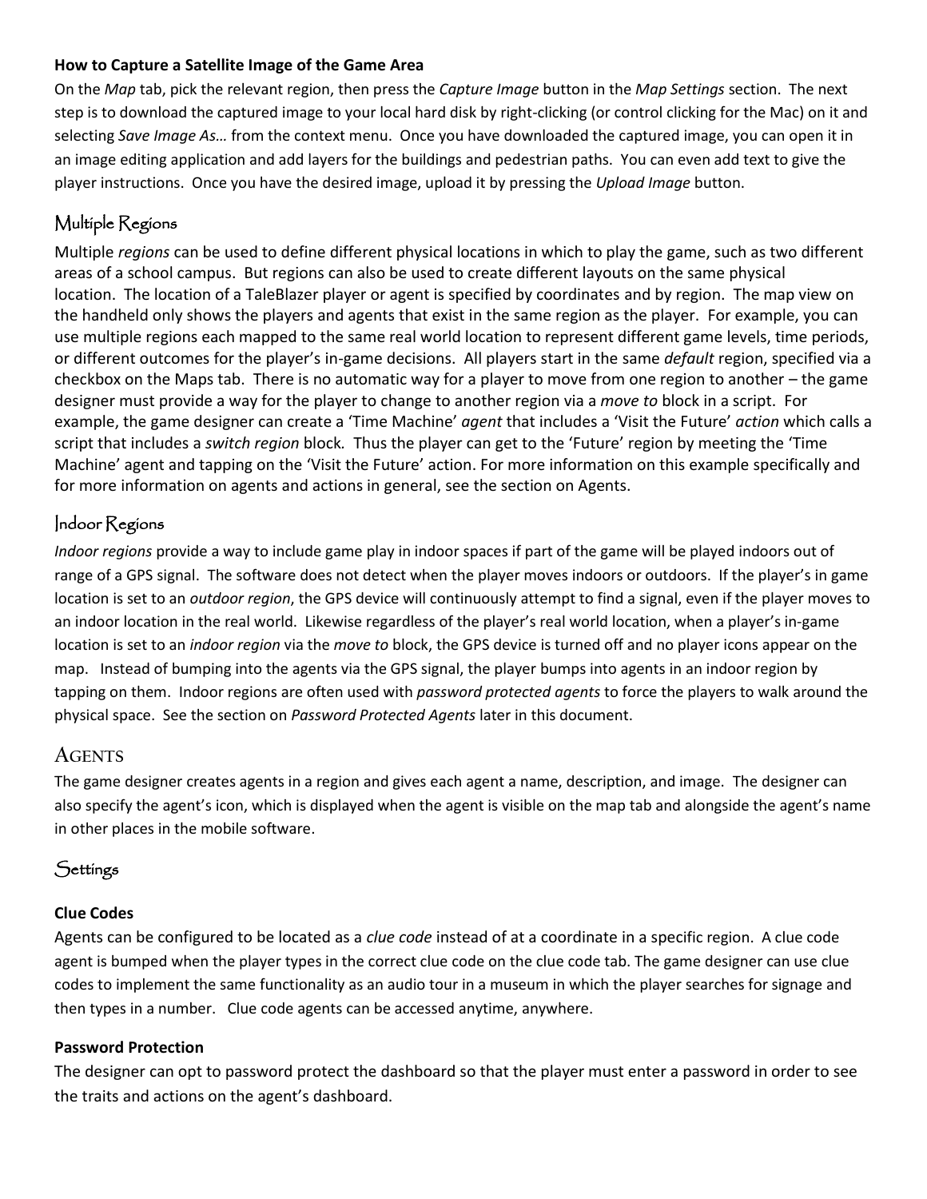**How to Capture a Satellite Image of the Game Area**

On the *Map* tab, pick the relevant region, then press the *Capture Image* button in the *Map Settings* section. The next step is to download the captured image to your local hard disk by right-clicking (or control clicking for the Mac) on it and selecting *Save Image As…* from the context menu. Once you have downloaded the captured image, you can open it in an image editing application and add layers for the buildings and pedestrian paths. You can even add text to give the player instructions. Once you have the desired image, upload it by pressing the *Upload Image* button.

### Multiple Regions

Multiple *regions* can be used to define different physical locations in which to play the game, such as two different areas of a school campus. But regions can also be used to create different layouts on the same physical location. The location of a TaleBlazer player or agent is specified by coordinates and by region. The map view on the handheld only shows the players and agents that exist in the same region as the player. For example, you can use multiple regions each mapped to the same real world location to represent different game levels, time periods, or different outcomes for the player's in-game decisions. All players start in the same *default* region, specified via a checkbox on the Maps tab. There is no automatic way for a player to move from one region to another – the game designer must provide a way for the player to change to another region via a *move to* block in a script. For example, the game designer can create a 'Time Machine' *agent* that includes a 'Visit the Future' *action* which calls a script that includes a *switch region* block. Thus the player can get to the 'Future' region by meeting the 'Time Machine' agent and tapping on the 'Visit the Future' action. For more information on this example specifically and for more information on agents and actions in general, see the section on Agents.

### Indoor Regions

*Indoor regions* provide a way to include game play in indoor spaces if part of the game will be played indoors out of range of a GPS signal. The software does not detect when the player moves indoors or outdoors. If the player's in game location is set to an *outdoor region*, the GPS device will continuously attempt to find a signal, even if the player moves to an indoor location in the real world. Likewise regardless of the player's real world location, when a player's in-game location is set to an *indoor region* via the *move to* block, the GPS device is turned off and no player icons appear on the map. Instead of bumping into the agents via the GPS signal, the player bumps into agents in an indoor region by tapping on them. Indoor regions are often used with *password protected agents* to force the players to walk around the physical space. See the section on *Password Protected Agents* later in this document.

## Agents

The game designer creates agents in a region and gives each agent a name, description, and image. The designer can also specify the agent's icon, which is displayed when the agent is visible on the map tab and alongside the agent's name in other places in the mobile software.

### Settings

**Clue Codes**

Agents can be configured to be located as a *clue code* instead of at a coordinate in a specific region. A clue code agent is bumped when the player types in the correct clue code on the clue code tab. The game designer can use clue codes to implement the same functionality as an audio tour in a museum in which the player searches for signage and then types in a number. Clue code agents can be accessed anytime, anywhere.

**Password Protection**

The designer can opt to password protect the dashboard so that the player must enter a password in order to see the traits and actions on the agent's dashboard.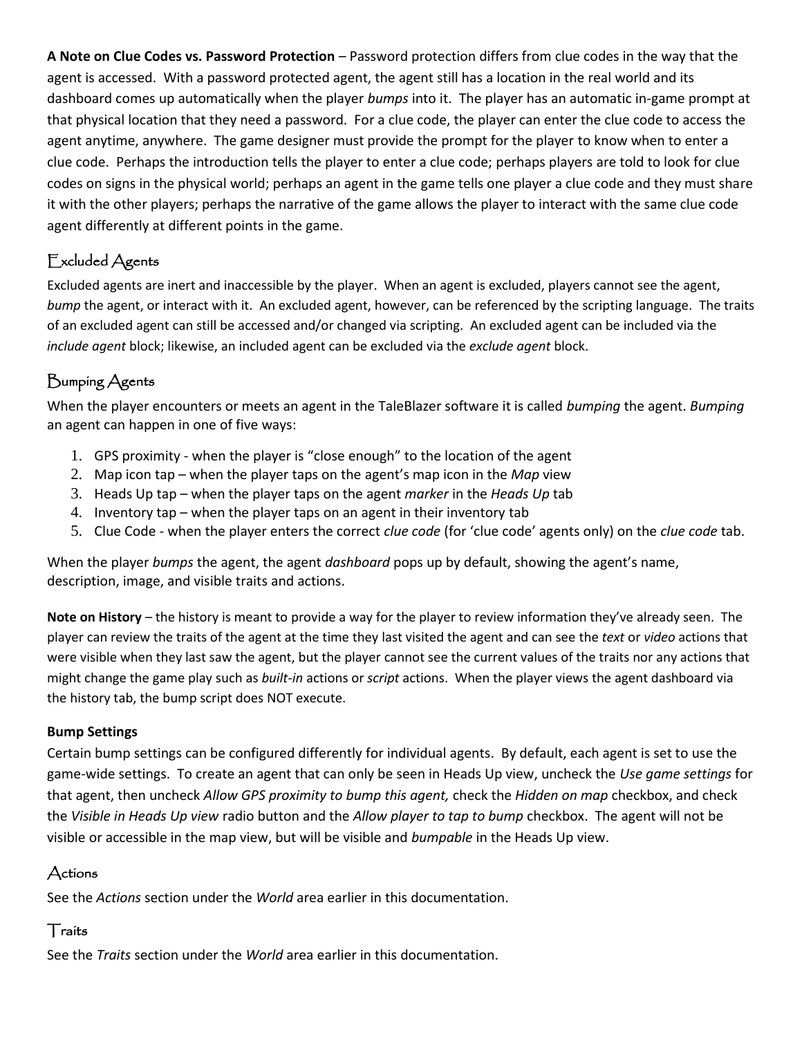**A Note on Clue Codes vs. Password Protection** – Password protection differs from clue codes in the way that the agent is accessed. With a password protected agent, the agent still has a location in the real world and its dashboard comes up automatically when the player *bumps* into it. The player has an automatic in-game prompt at that physical location that they need a password. For a clue code, the player can enter the clue code to access the agent anytime, anywhere. The game designer must provide the prompt for the player to know when to enter a clue code. Perhaps the introduction tells the player to enter a clue code; perhaps players are told to look for clue codes on signs in the physical world; perhaps an agent in the game tells one player a clue code and they must share it with the other players; perhaps the narrative of the game allows the player to interact with the same clue code agent differently at different points in the game.

## Excluded Agents

Excluded agents are inert and inaccessible by the player. When an agent is excluded, players cannot see the agent, *bump* the agent, or interact with it. An excluded agent, however, can be referenced by the scripting language. The traits of an excluded agent can still be accessed and/or changed via scripting. An excluded agent can be included via the *include agent* block; likewise, an included agent can be excluded via the *exclude agent* block.

## Bumping Agents

When the player encounters or meets an agent in the TaleBlazer software it is called *bumping* the agent. *Bumping* an agent can happen in one of five ways:

1. GPS proximity - when the player is "close enough" to the location of the agent
2. Map icon tap – when the player taps on the agent's map icon in the *Map* view
3. Heads Up tap – when the player taps on the agent *marker* in the *Heads Up* tab
4. Inventory tap – when the player taps on an agent in their inventory tab
5. Clue Code - when the player enters the correct *clue code* (for 'clue code' agents only) on the *clue code* tab.

When the player *bumps* the agent, the agent *dashboard* pops up by default, showing the agent's name, description, image, and visible traits and actions.

**Note on History** – the history is meant to provide a way for the player to review information they've already seen. The player can review the traits of the agent at the time they last visited the agent and can see the *text* or *video* actions that were visible when they last saw the agent, but the player cannot see the current values of the traits nor any actions that might change the game play such as *built-in* actions or *script* actions. When the player views the agent dashboard via the history tab, the bump script does NOT execute.

**Bump Settings**

Certain bump settings can be configured differently for individual agents. By default, each agent is set to use the game-wide settings. To create an agent that can only be seen in Heads Up view, uncheck the *Use game settings* for that agent, then uncheck *Allow GPS proximity to bump this agent,* check the *Hidden on map* checkbox, and check the *Visible in Heads Up view* radio button and the *Allow player to tap to bump* checkbox. The agent will not be visible or accessible in the map view, but will be visible and *bumpable* in the Heads Up view.

## Actions

See the *Actions* section under the *World* area earlier in this documentation.

## Traits

See the *Traits* section under the *World* area earlier in this documentation.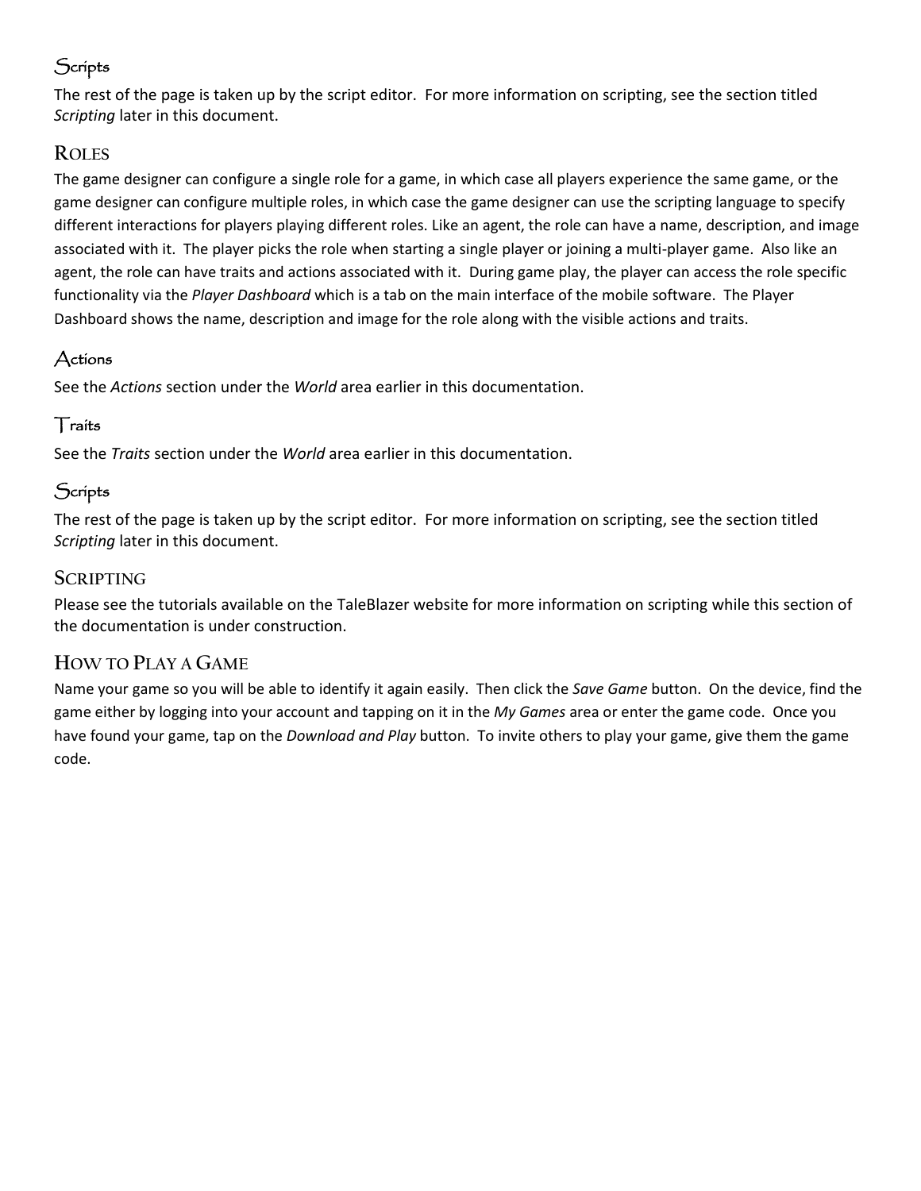### Scripts

The rest of the page is taken up by the script editor. For more information on scripting, see the section titled *Scripting* later in this document.

## Roles

The game designer can configure a single role for a game, in which case all players experience the same game, or the game designer can configure multiple roles, in which case the game designer can use the scripting language to specify different interactions for players playing different roles. Like an agent, the role can have a name, description, and image associated with it. The player picks the role when starting a single player or joining a multi-player game. Also like an agent, the role can have traits and actions associated with it. During game play, the player can access the role specific functionality via the *Player Dashboard* which is a tab on the main interface of the mobile software. The Player Dashboard shows the name, description and image for the role along with the visible actions and traits.

### Actions

See the *Actions* section under the *World* area earlier in this documentation.

### Traits

See the *Traits* section under the *World* area earlier in this documentation.

### Scripts

The rest of the page is taken up by the script editor. For more information on scripting, see the section titled *Scripting* later in this document.

## Scripting

Please see the tutorials available on the TaleBlazer website for more information on scripting while this section of the documentation is under construction.

## How to Play a Game

Name your game so you will be able to identify it again easily. Then click the *Save Game* button. On the device, find the game either by logging into your account and tapping on it in the *My Games* area or enter the game code. Once you have found your game, tap on the *Download and Play* button. To invite others to play your game, give them the game code.